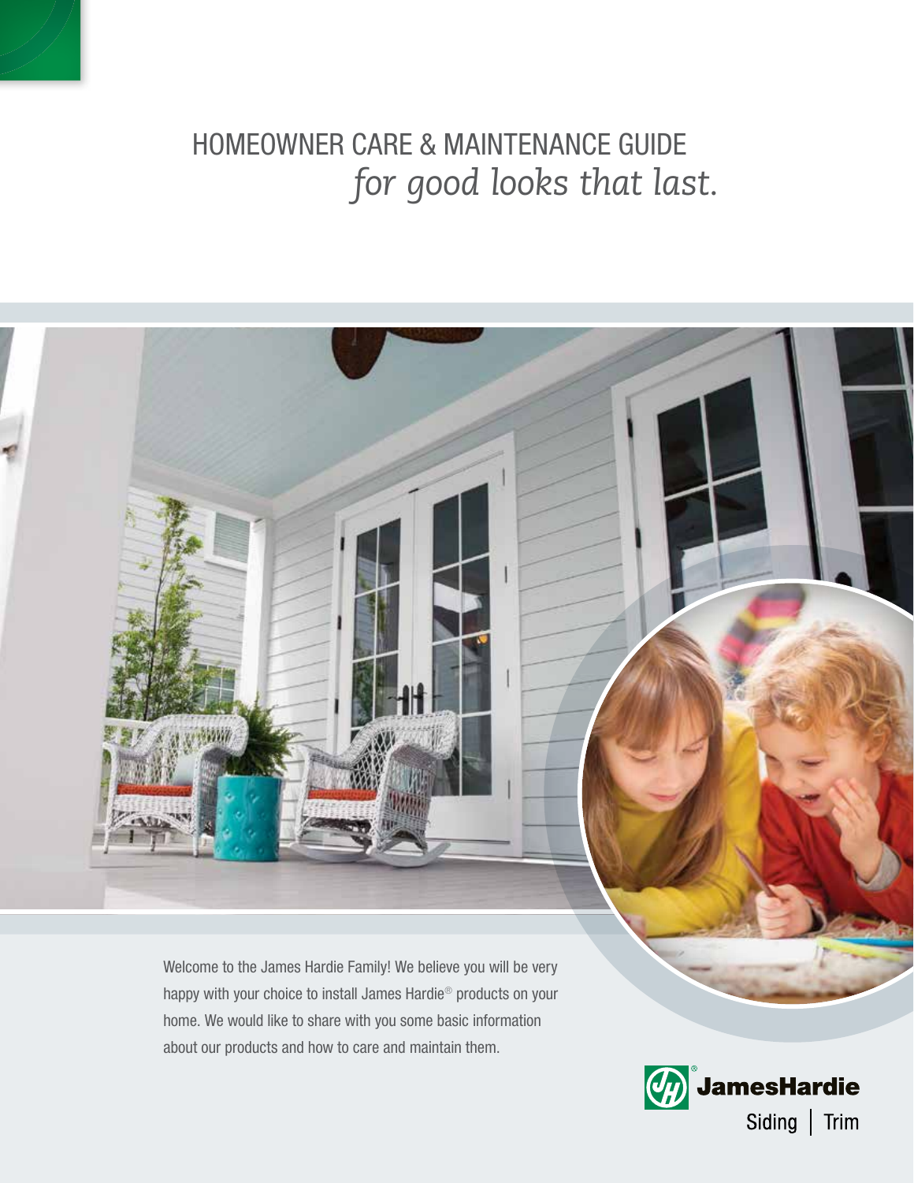# HOMEOWNER CARE & MAINTENANCE GUIDE

*for good looks that last.*

Welcome to the James Hardie Family! We believe you will be very happy with your choice to install James Hardie® products on your home. We would like to share with you some basic information about our products and how to care and maintain them.

JamesHardie

Siding | Trim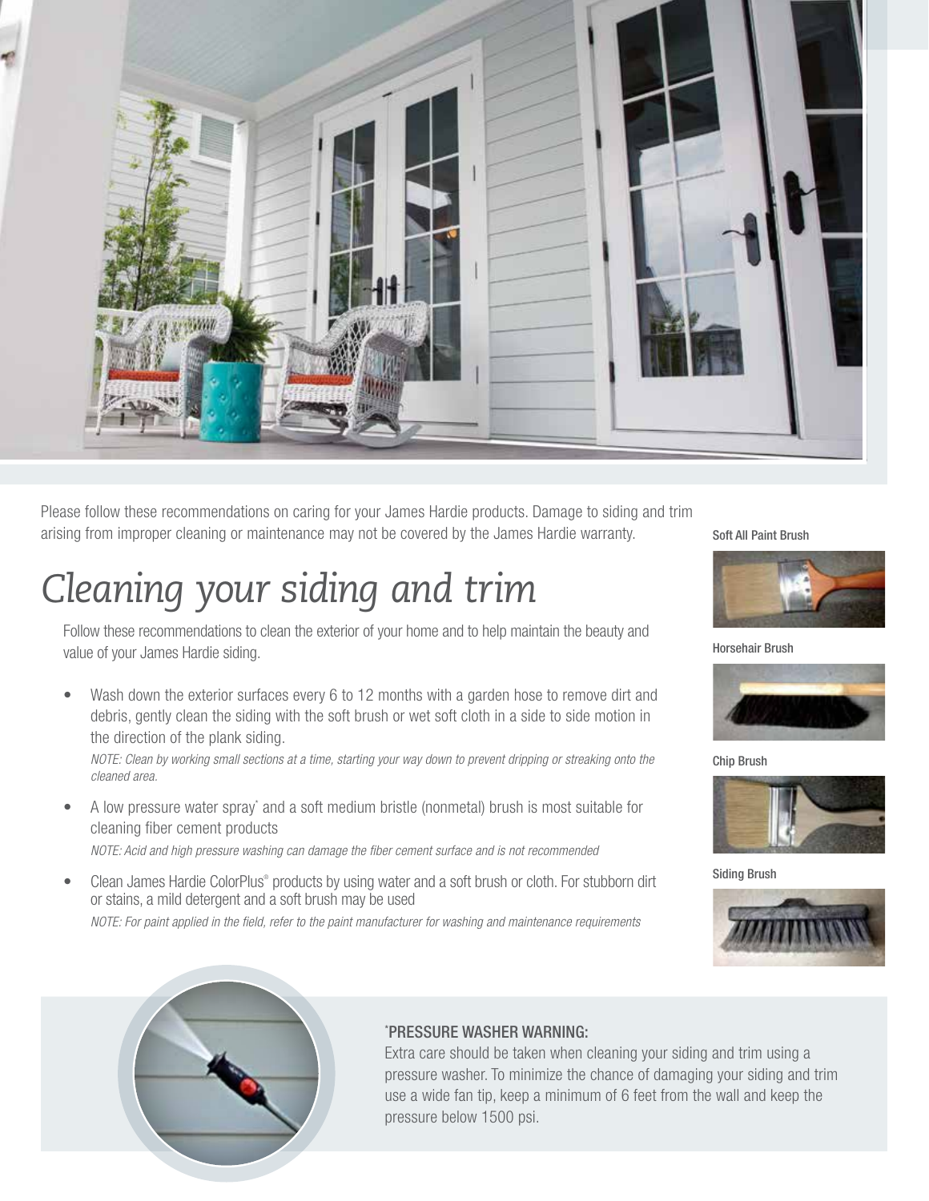Please follow these recommendations on caring for your James Hardie products. Damage to siding and trim arising from improper cleaning or maintenance may not be covered by the James Hardie warranty.

# *Cleaning your siding and trim*

Follow these recommendations to clean the exterior of your home and to help maintain the beauty and value of your James Hardie siding.

- Wash down the exterior surfaces every 6 to 12 months with a garden hose to remove dirt and debris, gently clean the siding with the soft brush or wet soft cloth in a side to side motion in the direction of the plank siding.

  *NOTE: Clean by working small sections at a time, starting your way down to prevent dripping or streaking onto the cleaned area.*

- A low pressure water spray* and a soft medium bristle (nonmetal) brush is most suitable for cleaning fiber cement products

  *NOTE: Acid and high pressure washing can damage the fiber cement surface and is not recommended*

- Clean James Hardie ColorPlus® products by using water and a soft brush or cloth. For stubborn dirt or stains, a mild detergent and a soft brush may be used

  *NOTE: For paint applied in the field, refer to the paint manufacturer for washing and maintenance requirements*

Soft All Paint Brush

Horsehair Brush

Chip Brush

Siding Brush

*PRESSURE WASHER WARNING:

Extra care should be taken when cleaning your siding and trim using a pressure washer. To minimize the chance of damaging your siding and trim use a wide fan tip, keep a minimum of 6 feet from the wall and keep the pressure below 1500 psi.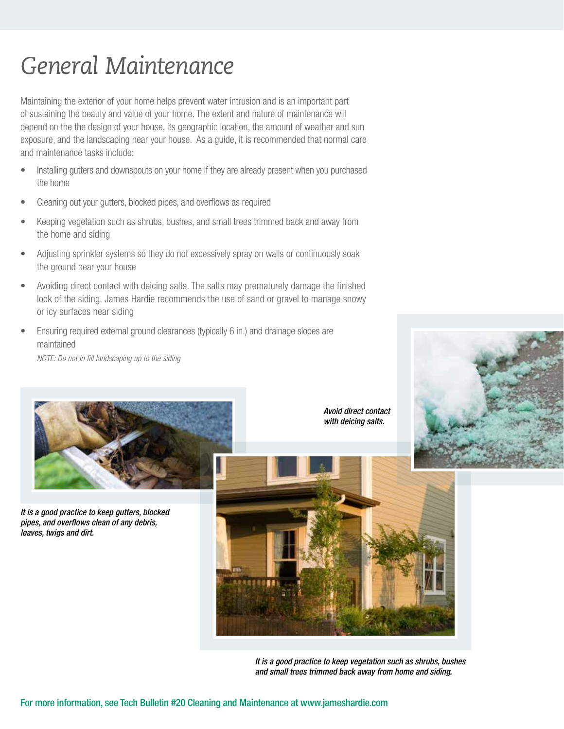# General Maintenance

Maintaining the exterior of your home helps prevent water intrusion and is an important part of sustaining the beauty and value of your home. The extent and nature of maintenance will depend on the the design of your house, its geographic location, the amount of weather and sun exposure, and the landscaping near your house. As a guide, it is recommended that normal care and maintenance tasks include:

- Installing gutters and downspouts on your home if they are already present when you purchased the home
- Cleaning out your gutters, blocked pipes, and overflows as required
- Keeping vegetation such as shrubs, bushes, and small trees trimmed back and away from the home and siding
- Adjusting sprinkler systems so they do not excessively spray on walls or continuously soak the ground near your house
- Avoiding direct contact with deicing salts. The salts may prematurely damage the finished look of the siding. James Hardie recommends the use of sand or gravel to manage snowy or icy surfaces near siding
- Ensuring required external ground clearances (typically 6 in.) and drainage slopes are maintained

  *NOTE: Do not in fill landscaping up to the siding*

***It is a good practice to keep gutters, blocked pipes, and overflows clean of any debris, leaves, twigs and dirt.***

***Avoid direct contact with deicing salts.***

***It is a good practice to keep vegetation such as shrubs, bushes and small trees trimmed back away from home and siding.***

For more information, see Tech Bulletin #20 Cleaning and Maintenance at www.jameshardie.com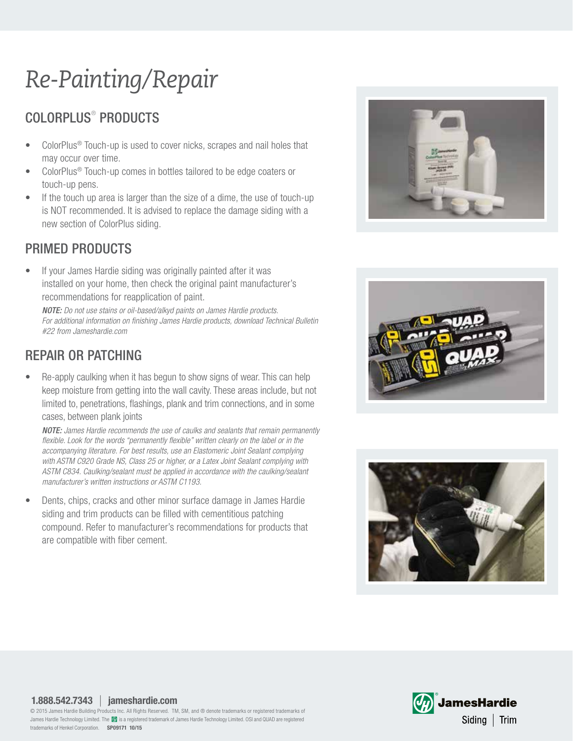# Re-Painting/Repair

## COLORPLUS® PRODUCTS

- ColorPlus® Touch-up is used to cover nicks, scrapes and nail holes that may occur over time.
- ColorPlus® Touch-up comes in bottles tailored to be edge coaters or touch-up pens.
- If the touch up area is larger than the size of a dime, the use of touch-up is NOT recommended. It is advised to replace the damage siding with a new section of ColorPlus siding.

## PRIMED PRODUCTS

- If your James Hardie siding was originally painted after it was installed on your home, then check the original paint manufacturer's recommendations for reapplication of paint.

  ***NOTE:*** *Do not use stains or oil-based/alkyd paints on James Hardie products. For additional information on finishing James Hardie products, download Technical Bulletin #22 from Jameshardie.com*

## REPAIR OR PATCHING

- Re-apply caulking when it has begun to show signs of wear. This can help keep moisture from getting into the wall cavity. These areas include, but not limited to, penetrations, flashings, plank and trim connections, and in some cases, between plank joints

  ***NOTE:*** *James Hardie recommends the use of caulks and sealants that remain permanently flexible. Look for the words "permanently flexible" written clearly on the label or in the accompanying literature. For best results, use an Elastomeric Joint Sealant complying with ASTM C920 Grade NS, Class 25 or higher, or a Latex Joint Sealant complying with ASTM C834. Caulking/sealant must be applied in accordance with the caulking/sealant manufacturer's written instructions or ASTM C1193.*

- Dents, chips, cracks and other minor surface damage in James Hardie siding and trim products can be filled with cementitious patching compound. Refer to manufacturer's recommendations for products that are compatible with fiber cement.

**1.888.542.7343 | jameshardie.com**

© 2015 James Hardie Building Products Inc. All Rights Reserved. TM, SM, and ® denote trademarks or registered trademarks of James Hardie Technology Limited. The logo is a registered trademark of James Hardie Technology Limited. OSI and QUAD are registered trademarks of Henkel Corporation. **SP09171 10/15**

JamesHardie Siding | Trim